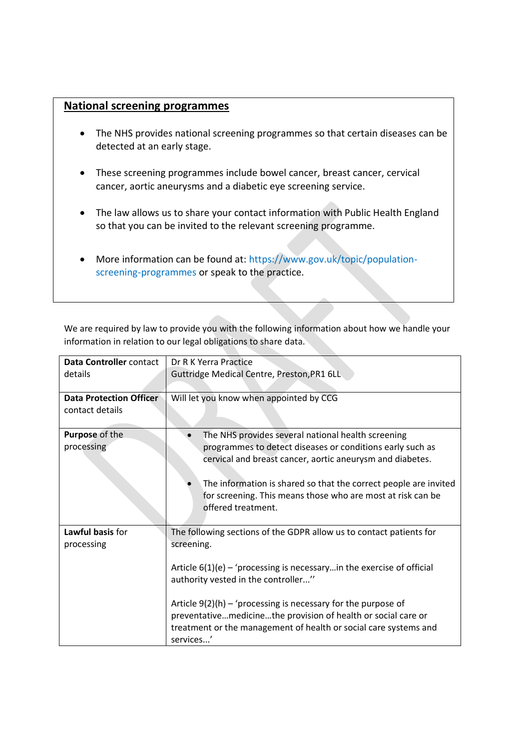## National screening programmes

- The NHS provides national screening programmes so that certain diseases can be detected at an early stage.
- These screening programmes include bowel cancer, breast cancer, cervical cancer, aortic aneurysms and a diabetic eye screening service.
- The law allows us to share your contact information with Public Health England so that you can be invited to the relevant screening programme.
- More information can be found at: https://www.gov.uk/topic/population-screening-programmes or speak to the practice.

We are required by law to provide you with the following information about how we handle your information in relation to our legal obligations to share data.

| | |
|---|---|
| **Data Controller** contact details | Dr R K Yerra Practice<br>Guttridge Medical Centre, Preston,PR1 6LL |
| **Data Protection Officer** contact details | Will let you know when appointed by CCG |
| **Purpose** of the processing | • The NHS provides several national health screening programmes to detect diseases or conditions early such as cervical and breast cancer, aortic aneurysm and diabetes.<br><br>• The information is shared so that the correct people are invited for screening. This means those who are most at risk can be offered treatment. |
| **Lawful basis** for processing | The following sections of the GDPR allow us to contact patients for screening.<br><br>Article 6(1)(e) – 'processing is necessary…in the exercise of official authority vested in the controller...''<br><br>Article 9(2)(h) – 'processing is necessary for the purpose of preventative…medicine…the provision of health or social care or treatment or the management of health or social care systems and services...' |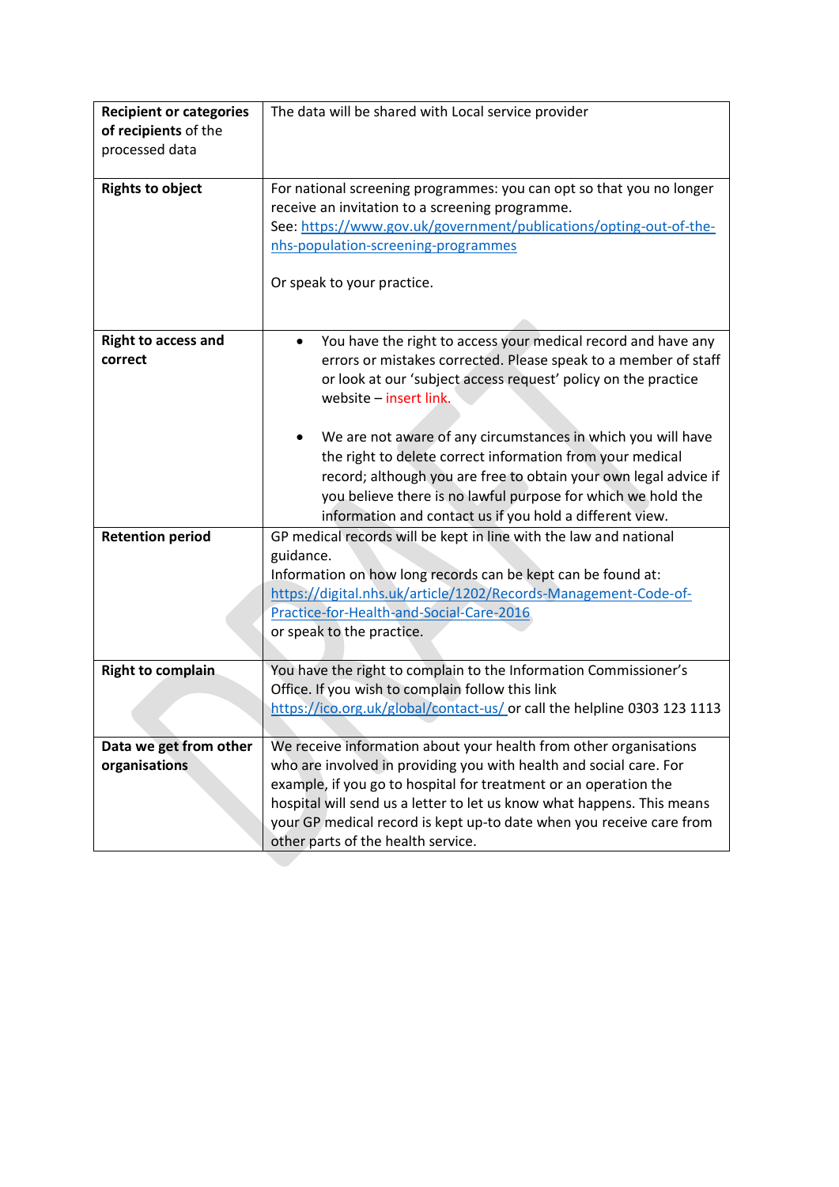| | |
|---|---|
| **Recipient or categories of recipients** of the processed data | The data will be shared with Local service provider |
| **Rights to object** | For national screening programmes: you can opt so that you no longer receive an invitation to a screening programme.<br>See: https://www.gov.uk/government/publications/opting-out-of-the-nhs-population-screening-programmes<br><br>Or speak to your practice. |
| **Right to access and correct** | • You have the right to access your medical record and have any errors or mistakes corrected. Please speak to a member of staff or look at our 'subject access request' policy on the practice website – insert link.<br><br>• We are not aware of any circumstances in which you will have the right to delete correct information from your medical record; although you are free to obtain your own legal advice if you believe there is no lawful purpose for which we hold the information and contact us if you hold a different view. |
| **Retention period** | GP medical records will be kept in line with the law and national guidance.<br>Information on how long records can be kept can be found at: https://digital.nhs.uk/article/1202/Records-Management-Code-of-Practice-for-Health-and-Social-Care-2016<br>or speak to the practice. |
| **Right to complain** | You have the right to complain to the Information Commissioner's Office. If you wish to complain follow this link https://ico.org.uk/global/contact-us/ or call the helpline 0303 123 1113 |
| **Data we get from other organisations** | We receive information about your health from other organisations who are involved in providing you with health and social care. For example, if you go to hospital for treatment or an operation the hospital will send us a letter to let us know what happens. This means your GP medical record is kept up-to date when you receive care from other parts of the health service. |